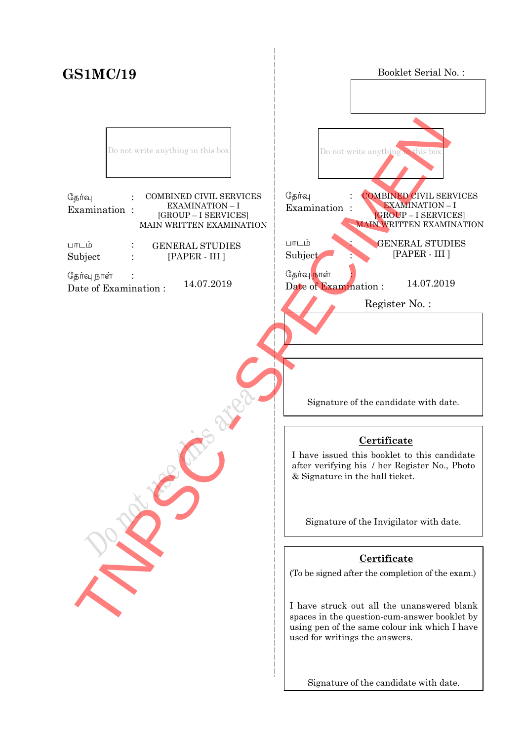**GS1MC/19**

Booklet Serial No. :

Do not write anything in this box

Do not write anything in this box

| | | |
|---|---|---|
| தேர்வு Examination | : | COMBINED CIVIL SERVICES EXAMINATION – I [GROUP – I SERVICES] MAIN WRITTEN EXAMINATION |
| பாடம் Subject | : | GENERAL STUDIES [PAPER - III ] |
| தேர்வு நாள் Date of Examination | : | 14.07.2019 |

Do not use this area

| | | |
|---|---|---|
| தேர்வு Examination | : | COMBINED CIVIL SERVICES EXAMINATION – I [GROUP – I SERVICES] MAIN WRITTEN EXAMINATION |
| பாடம் Subject | : | GENERAL STUDIES [PAPER - III ] |
| தேர்வு நாள் Date of Examination | : | 14.07.2019 |

Register No. :

Signature of the candidate with date.

**Certificate**

I have issued this booklet to this candidate after verifying his / her Register No., Photo & Signature in the hall ticket.

Signature of the Invigilator with date.

**Certificate**

(To be signed after the completion of the exam.)

I have struck out all the unanswered blank spaces in the question-cum-answer booklet by using pen of the same colour ink which I have used for writings the answers.

Signature of the candidate with date.

TNPSC - SPECIMEN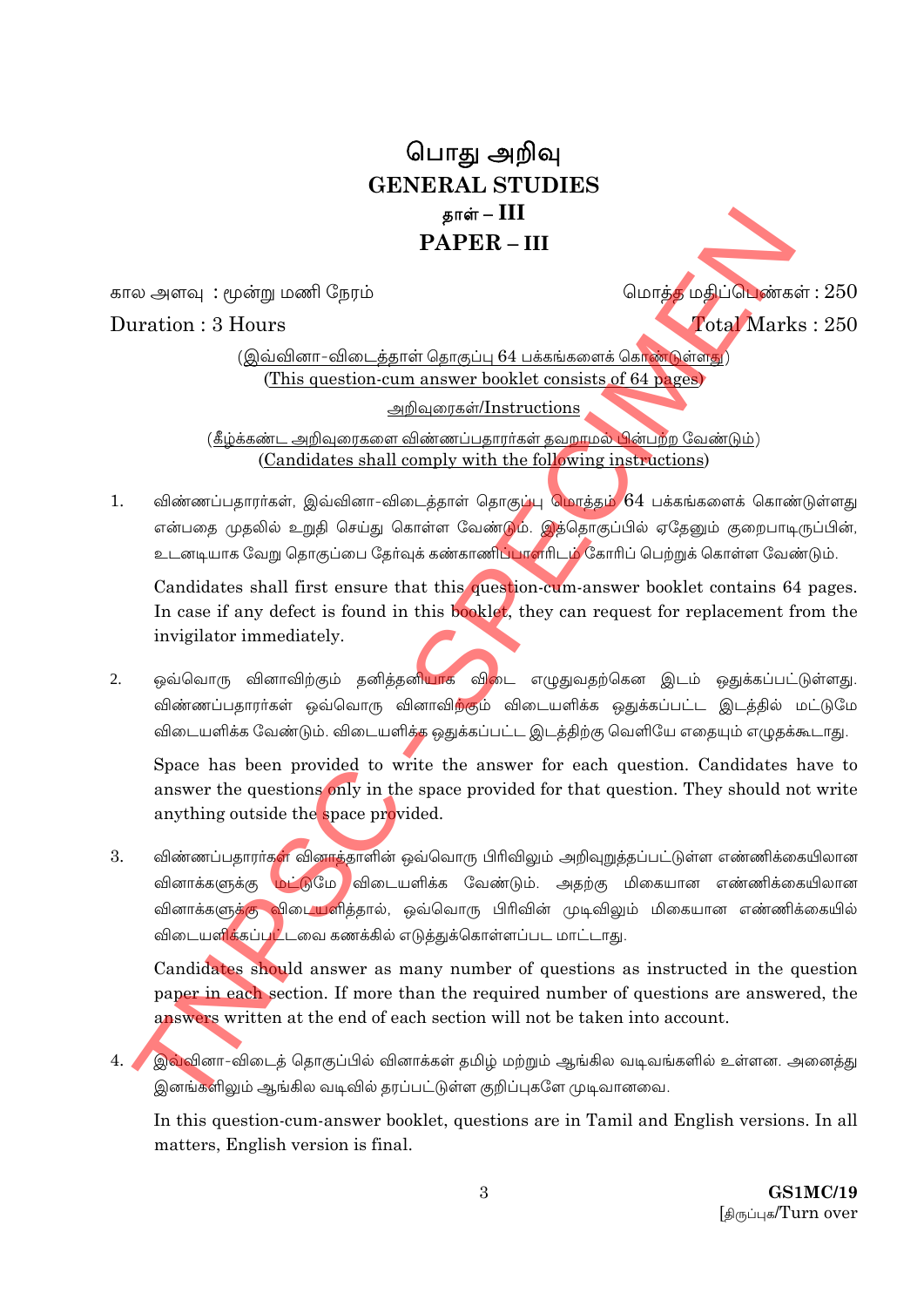# பொது அறிவு
# GENERAL STUDIES
## தாள் – III
## PAPER – III

கால அளவு : மூன்று மணி நேரம் | மொத்த மதிப்பெண்கள் : 250

Duration : 3 Hours | Total Marks : 250

(இவ்வினா-விடைத்தாள் தொகுப்பு 64 பக்கங்களைக் கொண்டுள்ளது)
(This question-cum answer booklet consists of 64 pages)

அறிவுரைகள்/Instructions

(கீழ்க்கண்ட அறிவுரைகளை விண்ணப்பதாரர்கள் தவறாமல் பின்பற்ற வேண்டும்)
(Candidates shall comply with the following instructions)

1. விண்ணப்பதாரர்கள், இவ்வினா-விடைத்தாள் தொகுப்பு மொத்தம் 64 பக்கங்களைக் கொண்டுள்ளது என்பதை முதலில் உறுதி செய்து கொள்ள வேண்டும். இத்தொகுப்பில் ஏதேனும் குறைபாடிருப்பின், உடனடியாக வேறு தொகுப்பை தேர்வுக் கண்காணிப்பாளரிடம் கோரிப் பெற்றுக் கொள்ள வேண்டும்.

   Candidates shall first ensure that this question-cum-answer booklet contains 64 pages. In case if any defect is found in this booklet, they can request for replacement from the invigilator immediately.

2. ஒவ்வொரு வினாவிற்கும் தனித்தனியாக விடை எழுதுவதற்கென இடம் ஒதுக்கப்பட்டுள்ளது. விண்ணப்பதாரர்கள் ஒவ்வொரு வினாவிற்கும் விடையளிக்க ஒதுக்கப்பட்ட இடத்தில் மட்டுமே விடையளிக்க வேண்டும். விடையளிக்க ஒதுக்கப்பட்ட இடத்திற்கு வெளியே எதையும் எழுதக்கூடாது.

   Space has been provided to write the answer for each question. Candidates have to answer the questions only in the space provided for that question. They should not write anything outside the space provided.

3. விண்ணப்பதாரர்கள் வினாத்தாளின் ஒவ்வொரு பிரிவிலும் அறிவுறுத்தப்பட்டுள்ள எண்ணிக்கையிலான வினாக்களுக்கு மட்டுமே விடையளிக்க வேண்டும். அதற்கு மிகையான எண்ணிக்கையிலான வினாக்களுக்கு விடையளித்தால், ஒவ்வொரு பிரிவின் முடிவிலும் மிகையான எண்ணிக்கையில் விடையளிக்கப்பட்டவை கணக்கில் எடுத்துக்கொள்ளப்பட மாட்டாது.

   Candidates should answer as many number of questions as instructed in the question paper in each section. If more than the required number of questions are answered, the answers written at the end of each section will not be taken into account.

4. இவ்வினா-விடைத் தொகுப்பில் வினாக்கள் தமிழ் மற்றும் ஆங்கில வடிவங்களில் உள்ளன. அனைத்து இனங்களிலும் ஆங்கில வடிவில் தரப்பட்டுள்ள குறிப்புகளே முடிவானவை.

   In this question-cum-answer booklet, questions are in Tamil and English versions. In all matters, English version is final.

GS1MC/19

[திருப்புக/Turn over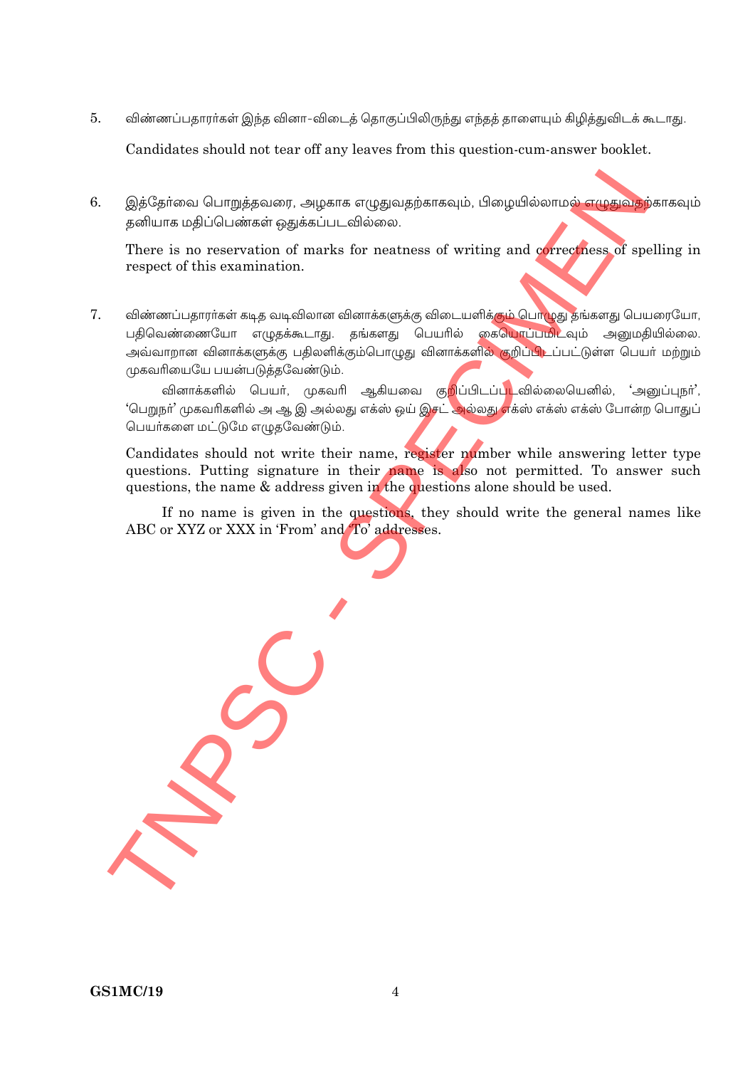5. விண்ணப்பதாரர்கள் இந்த வினா-விடைத் தொகுப்பிலிருந்து எந்தத் தாளையும் கிழித்துவிடக் கூடாது.

   Candidates should not tear off any leaves from this question-cum-answer booklet.

6. இத்தேர்வை பொறுத்தவரை, அழகாக எழுதுவதற்காகவும், பிழையில்லாமல் எழுதுவதற்காகவும் தனியாக மதிப்பெண்கள் ஒதுக்கப்படவில்லை.

   There is no reservation of marks for neatness of writing and correctness of spelling in respect of this examination.

7. விண்ணப்பதாரர்கள் கடித வடிவிலான வினாக்களுக்கு விடையளிக்கும் பொழுது தங்களது பெயரையோ, பதிவெண்ணையோ எழுதக்கூடாது. தங்களது பெயரில் கையொப்பமிடவும் அனுமதியில்லை. அவ்வாறான வினாக்களுக்கு பதிலளிக்கும்பொழுது வினாக்களில் குறிப்பிடப்பட்டுள்ள பெயர் மற்றும் முகவரியையே பயன்படுத்தவேண்டும்.

   வினாக்களில் பெயர், முகவரி ஆகியவை குறிப்பிடப்படவில்லையெனில், 'அனுப்புநர்', 'பெறுநர்' முகவரிகளில் அ ஆ இ அல்லது எக்ஸ் ஒய் இசட் அல்லது எக்ஸ் எக்ஸ் எக்ஸ் போன்ற பொதுப் பெயர்களை மட்டுமே எழுதவேண்டும்.

   Candidates should not write their name, register number while answering letter type questions. Putting signature in their name is also not permitted. To answer such questions, the name & address given in the questions alone should be used.

   If no name is given in the questions, they should write the general names like ABC or XYZ or XXX in 'From' and 'To' addresses.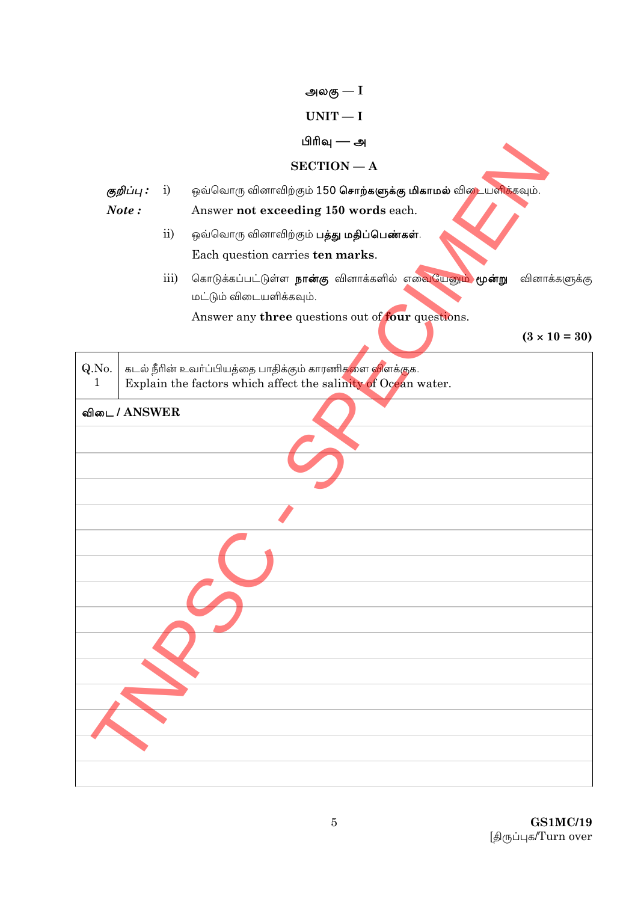# அலகு — I

# UNIT — I

## பிரிவு — அ

## SECTION — A

*குறிப்பு :* i) ஒவ்வொரு வினாவிற்கும் 150 **சொற்களுக்கு மிகாமல்** விடையளிக்கவும்.

***Note :*** Answer **not exceeding 150 words** each.

ii) ஒவ்வொரு வினாவிற்கும் **பத்து மதிப்பெண்கள்**.

Each question carries **ten marks**.

iii) கொடுக்கப்பட்டுள்ள **நான்கு** வினாக்களில் எவையேனும் **மூன்று** வினாக்களுக்கு மட்டும் விடையளிக்கவும்.

Answer any **three** questions out of **four** questions.

**(3 × 10 = 30)**

| Q.No. 1 | கடல் நீரின் உவர்ப்பியத்தை பாதிக்கும் காரணிகளை விளக்குக.<br>Explain the factors which affect the salinity of Ocean water. |
|---|---|

**விடை / ANSWER**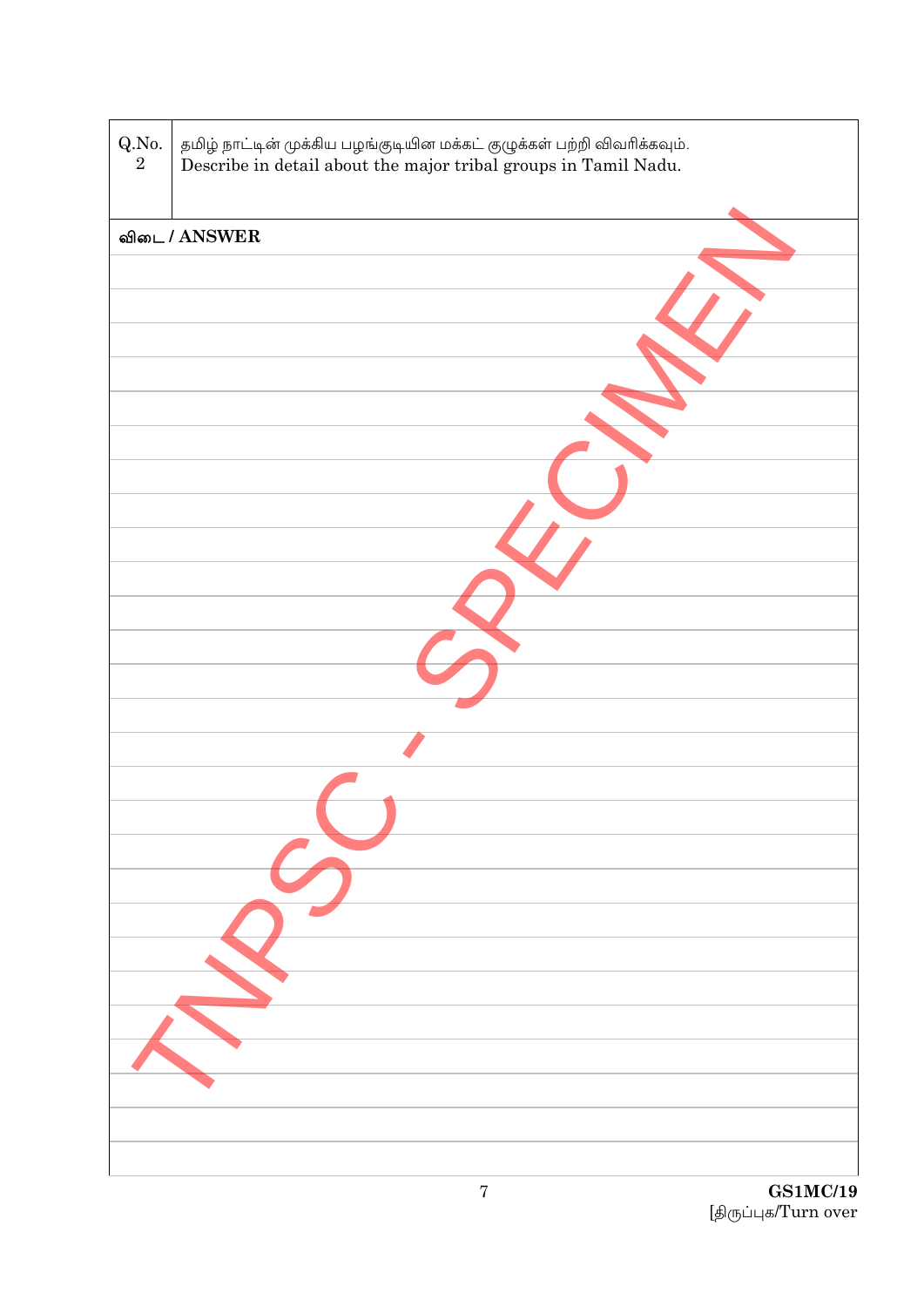| Q.No. | |
|---|---|
| 2 | தமிழ் நாட்டின் முக்கிய பழங்குடியின மக்கட் குழுக்கள் பற்றி விவரிக்கவும். Describe in detail about the major tribal groups in Tamil Nadu. |

**விடை / ANSWER**

TNPSC - SPECIMEN

GS1MC/19

[திருப்புக/Turn over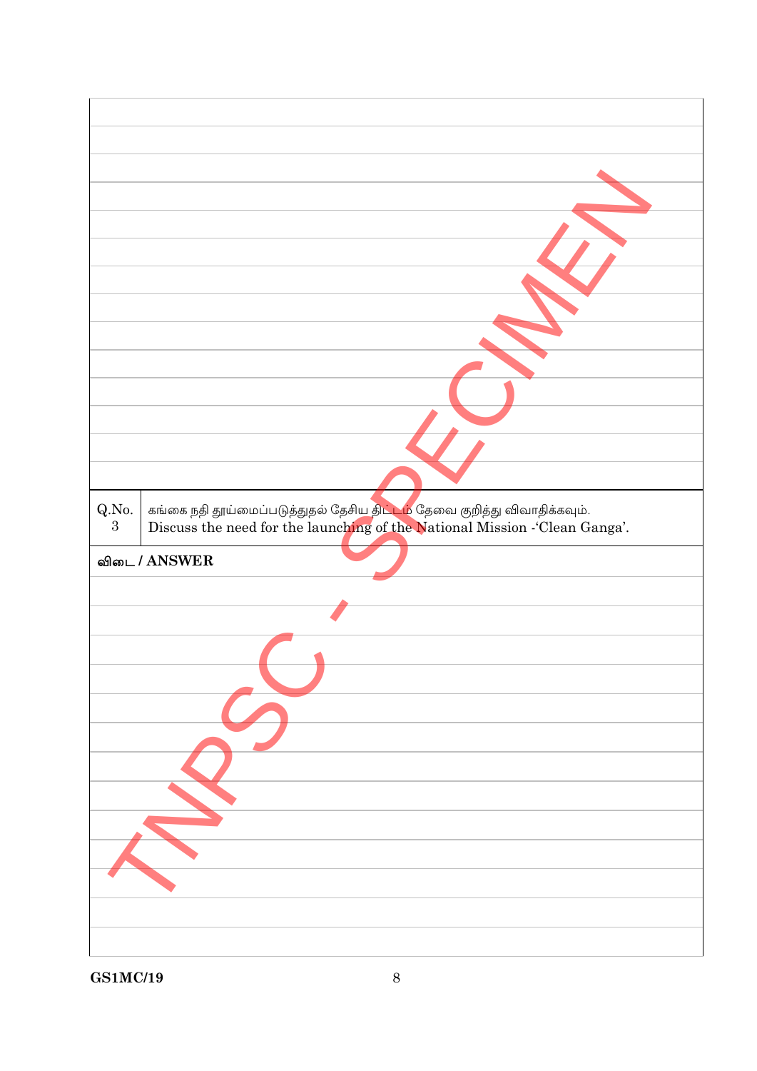| Q.No. | |
|---|---|
| 3 | கங்கை நதி தூய்மைப்படுத்துதல் தேசிய திட்டம் தேவை குறித்து விவாதிக்கவும். Discuss the need for the launching of the National Mission -'Clean Ganga'. |

**விடை / ANSWER**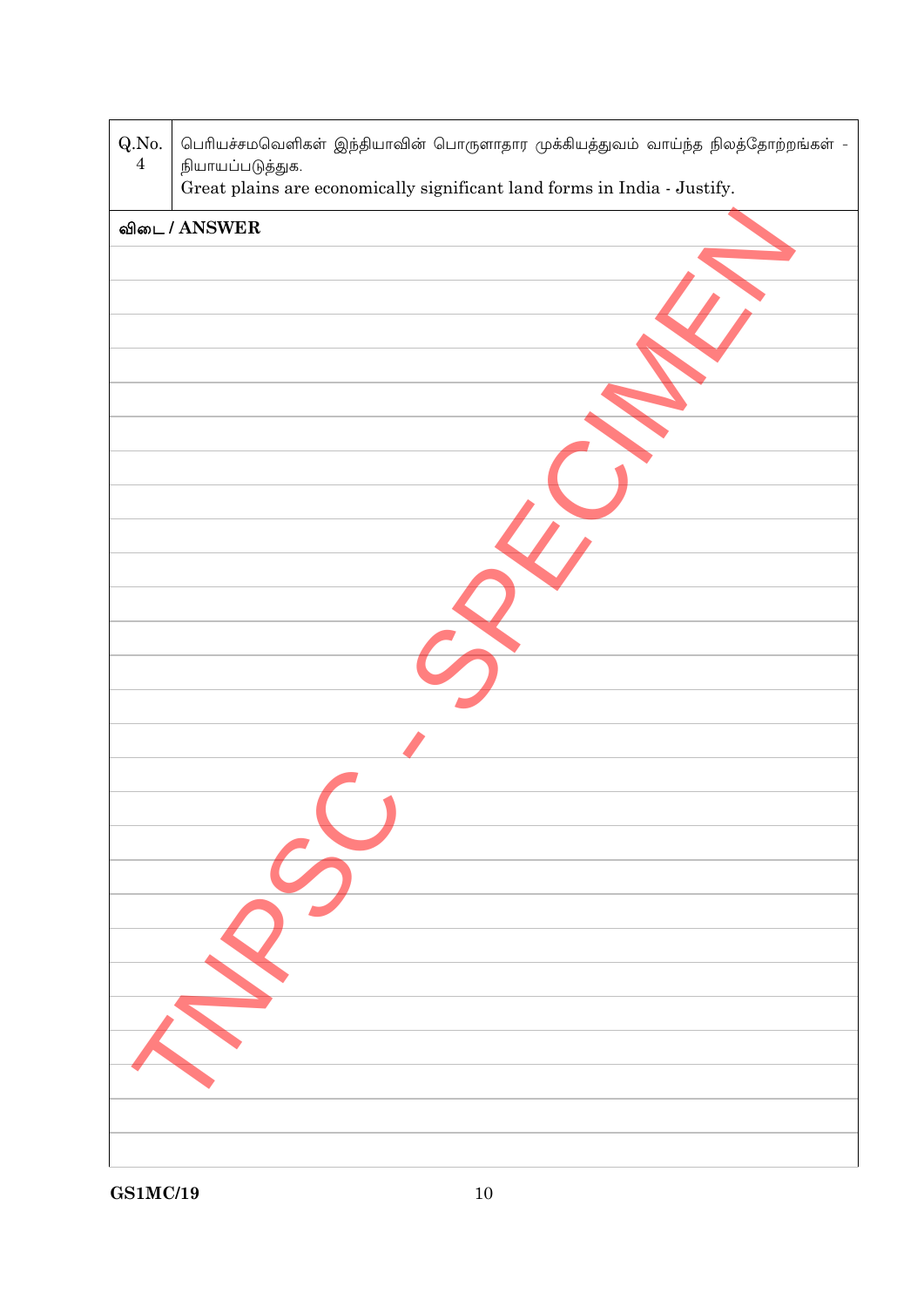| Q.No. 4 | பெரியச்சமவெளிகள் இந்தியாவின் பொருளாதார முக்கியத்துவம் வாய்ந்த நிலத்தோற்றங்கள் - நியாயப்படுத்துக. Great plains are economically significant land forms in India - Justify. |
|---|---|

**விடை / ANSWER**

TNPSC - SPECIMEN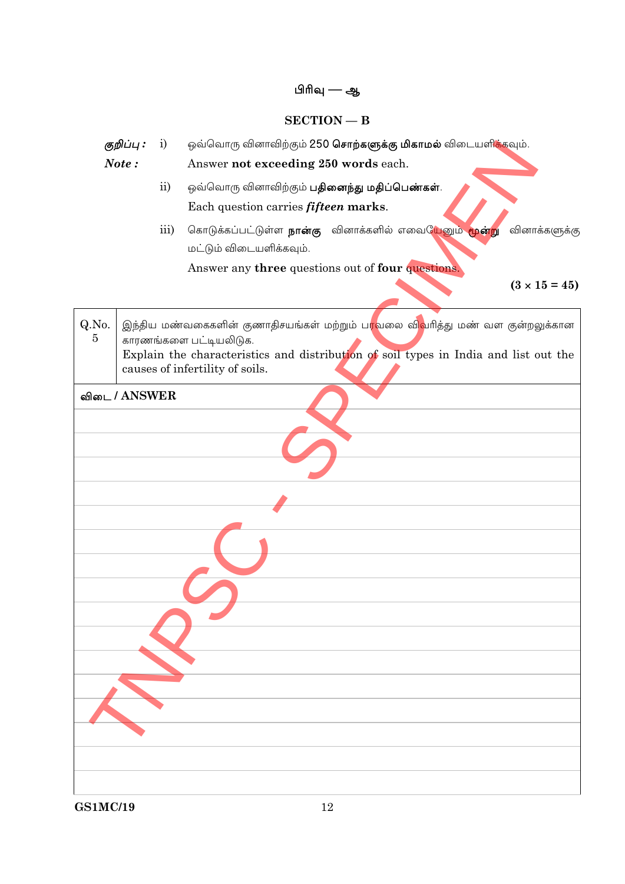## பிரிவு — ஆ

## SECTION — B

*குறிப்பு :* i) ஒவ்வொரு வினாவிற்கும் 250 **சொற்களுக்கு மிகாமல்** விடையளிக்கவும்.

*Note :* Answer **not exceeding 250 words** each.

ii) ஒவ்வொரு வினாவிற்கும் **பதினைந்து மதிப்பெண்கள்**.

Each question carries ***fifteen* marks**.

iii) கொடுக்கப்பட்டுள்ள **நான்கு** வினாக்களில் எவையேனும் **மூன்று** வினாக்களுக்கு மட்டும் விடையளிக்கவும்.

Answer any **three** questions out of **four** questions.

**(3 × 15 = 45)**

| Q.No. | |
|---|---|
| 5 | இந்திய மண்வகைகளின் குணாதிசயங்கள் மற்றும் பரவலை விவரித்து மண் வள குன்றலுக்கான காரணங்களை பட்டியலிடுக. Explain the characteristics and distribution of soil types in India and list out the causes of infertility of soils. |

**விடை / ANSWER**

TNPSC - SPECIMEN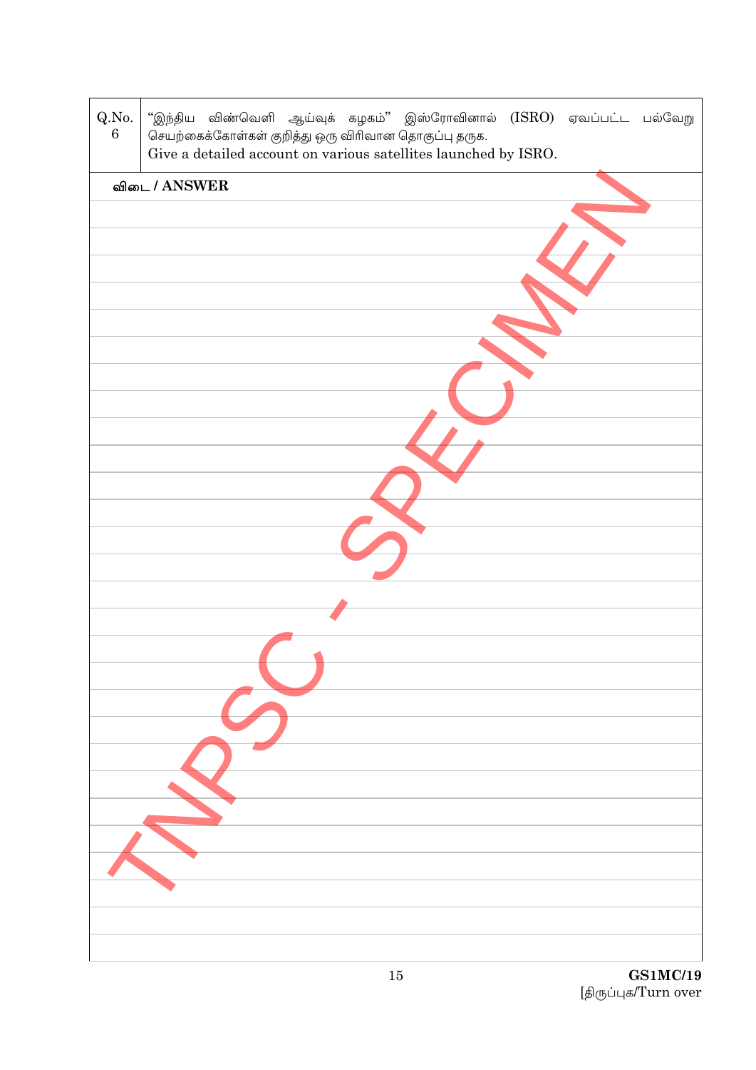| Q.No. 6 | "இந்திய விண்வெளி ஆய்வுக் கழகம்" இஸ்ரோவினால் (ISRO) ஏவப்பட்ட பல்வேறு செயற்கைக்கோள்கள் குறித்து ஒரு விரிவான தொகுப்பு தருக. Give a detailed account on various satellites launched by ISRO. |
|---|---|

**விடை / ANSWER**

TNPSC - SPECIMEN

GS1MC/19

[திருப்புக/Turn over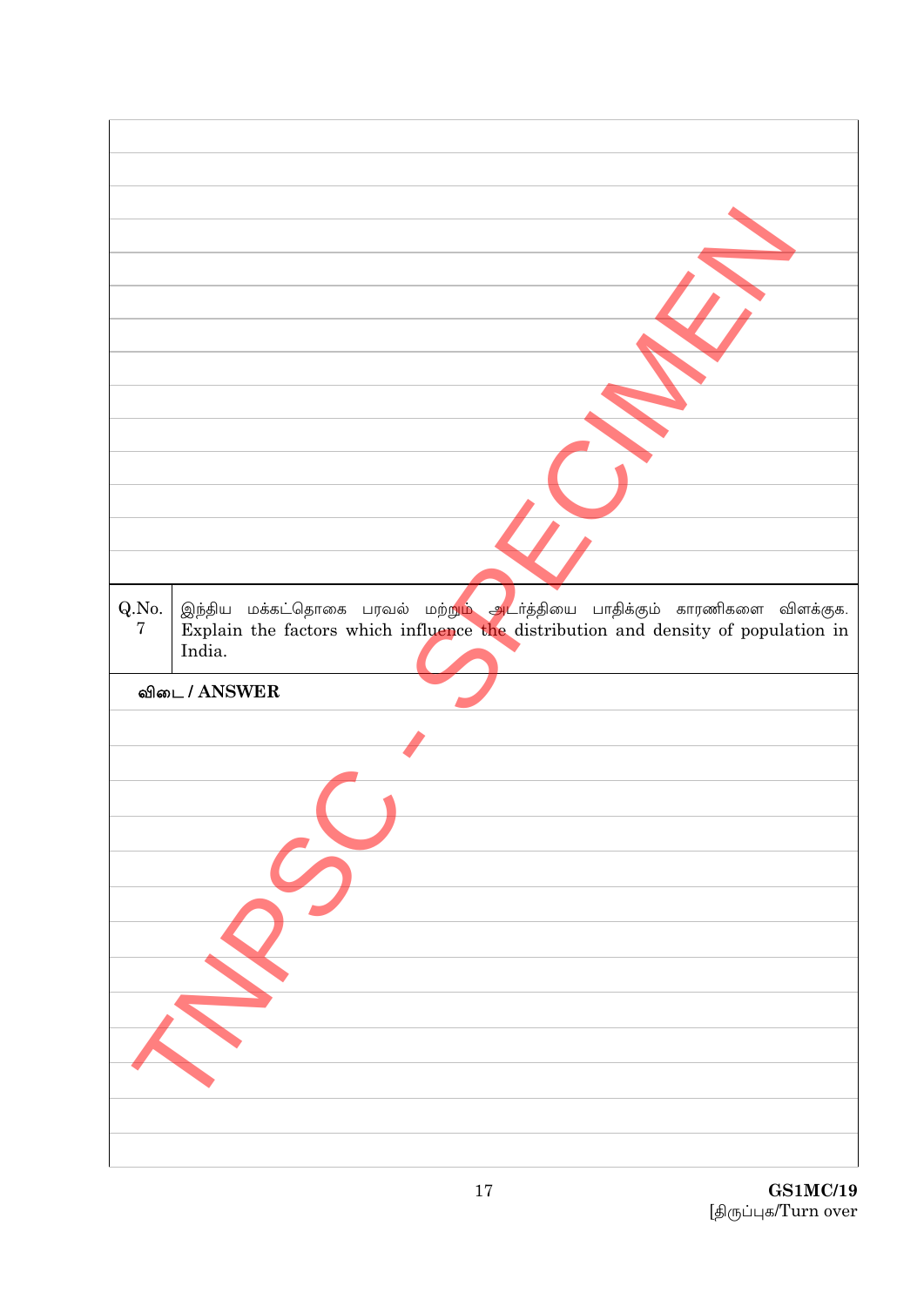| Q.No. | |
|---|---|
| 7 | இந்திய மக்கட்தொகை பரவல் மற்றும் அடர்த்தியை பாதிக்கும் காரணிகளை விளக்குக. Explain the factors which influence the distribution and density of population in India. |

**விடை / ANSWER**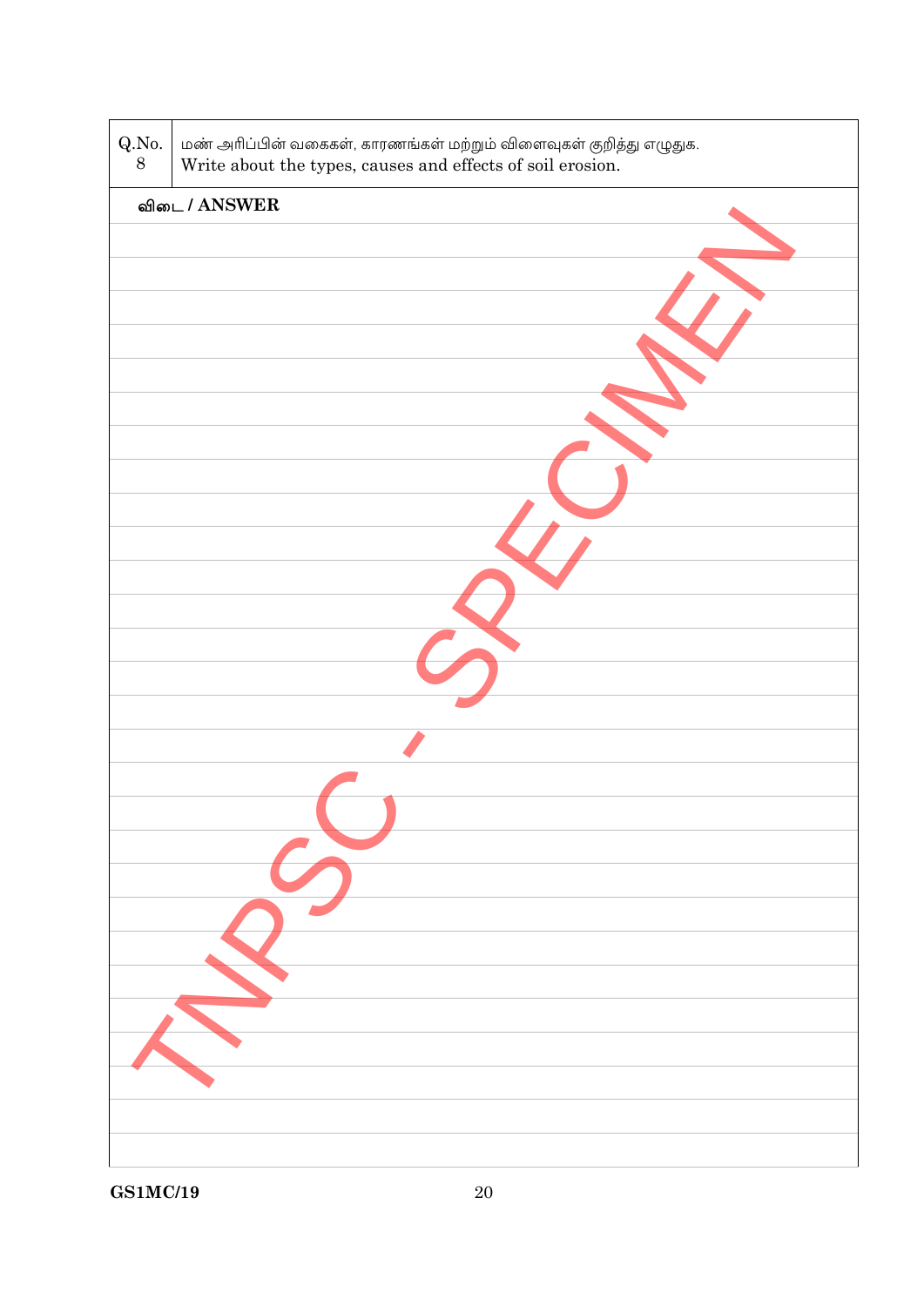| Q.No. 8 | மண் அரிப்பின் வகைகள், காரணங்கள் மற்றும் விளைவுகள் குறித்து எழுதுக. Write about the types, causes and effects of soil erosion. |
|---|---|

**விடை / ANSWER**

GS1MC/19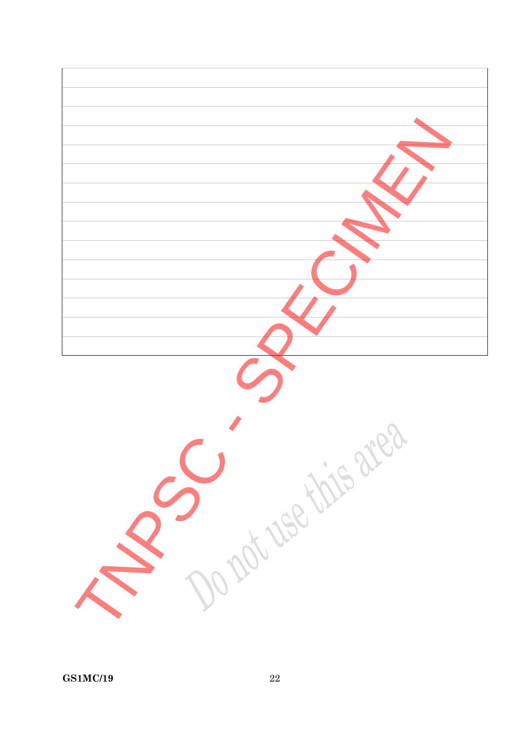Do not use this area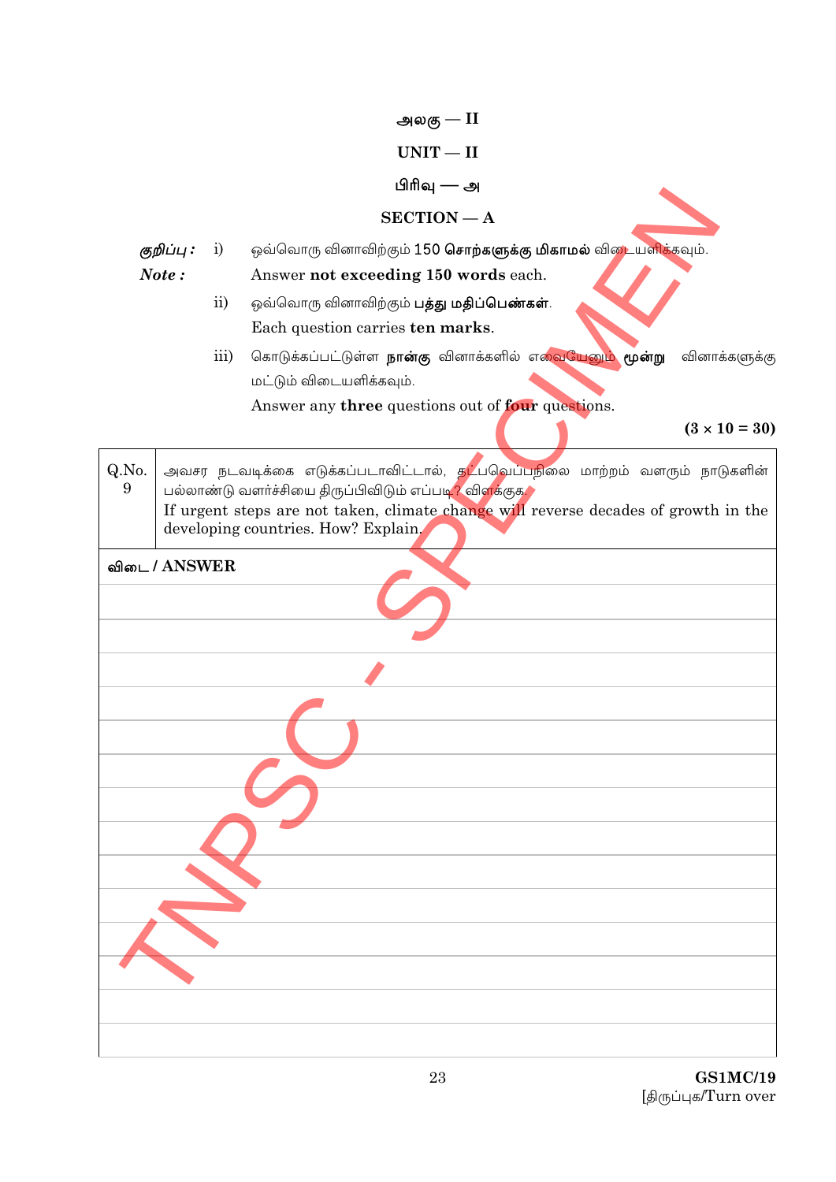# அலகு — II

# UNIT — II

## பிரிவு — அ

## SECTION — A

*குறிப்பு :* i) ஒவ்வொரு வினாவிற்கும் 150 **சொற்களுக்கு மிகாமல்** விடையளிக்கவும்.

*Note :* Answer **not exceeding 150 words** each.

ii) ஒவ்வொரு வினாவிற்கும் **பத்து மதிப்பெண்கள்**.

Each question carries **ten marks**.

iii) கொடுக்கப்பட்டுள்ள **நான்கு** வினாக்களில் எவையேனும் **மூன்று** வினாக்களுக்கு மட்டும் விடையளிக்கவும்.

Answer any **three** questions out of **four** questions.

**(3 × 10 = 30)**

| Q.No. | |
|---|---|
| 9 | அவசர நடவடிக்கை எடுக்கப்படாவிட்டால், தட்பவெப்பநிலை மாற்றம் வளரும் நாடுகளின் பல்லாண்டு வளர்ச்சியை திருப்பிவிடும் எப்படி? விளக்குக.<br>If urgent steps are not taken, climate change will reverse decades of growth in the developing countries. How? Explain. |

**விடை / ANSWER**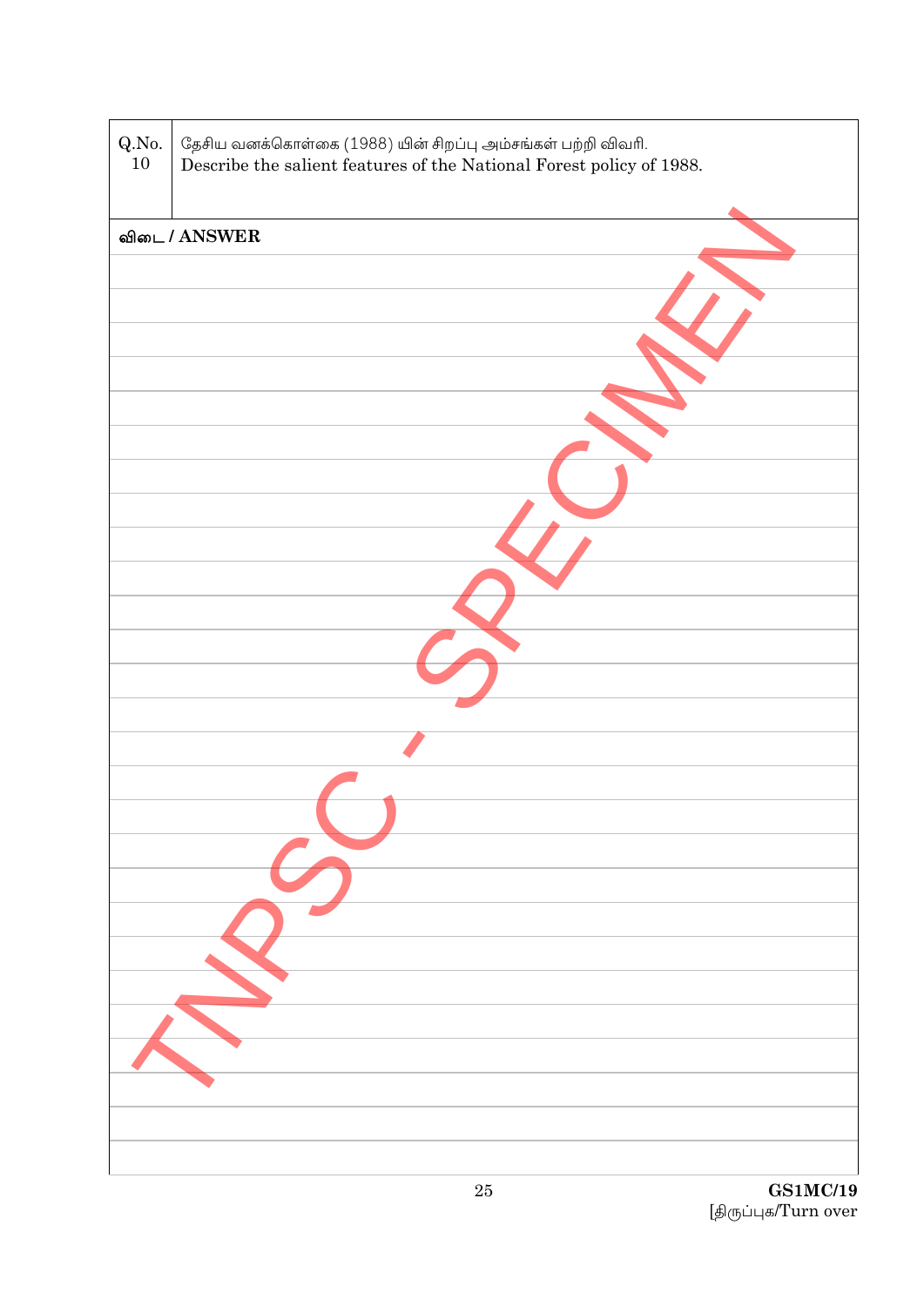| Q.No. 10 | தேசிய வனக்கொள்கை (1988) யின் சிறப்பு அம்சங்கள் பற்றி விவரி. Describe the salient features of the National Forest policy of 1988. |
|---|---|

**விடை / ANSWER**

TNPSC - SPECIMEN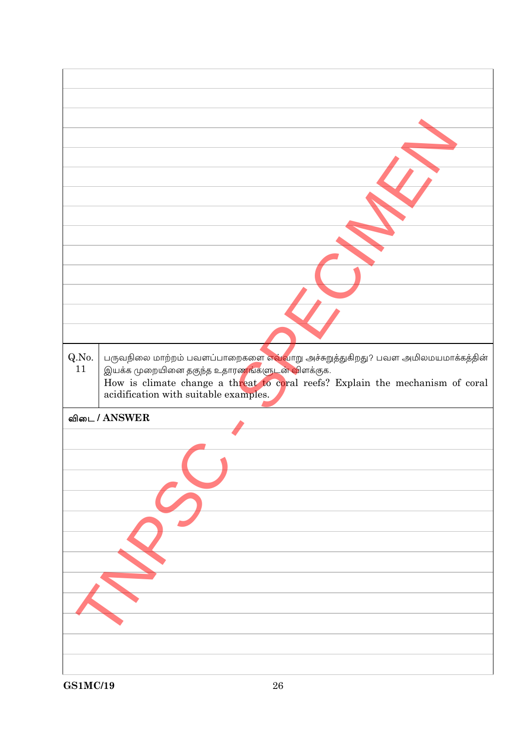| Q.No. | |
| --- | --- |
| 11 | பருவநிலை மாற்றம் பவளப்பாறைகளை எவ்வாறு அச்சுறுத்துகிறது? பவள அமிலமயமாக்கத்தின் இயக்க முறையினை தகுந்த உதாரணங்களுடன் விளக்குக.<br>How is climate change a threat to coral reefs? Explain the mechanism of coral acidification with suitable examples. |

**விடை / ANSWER**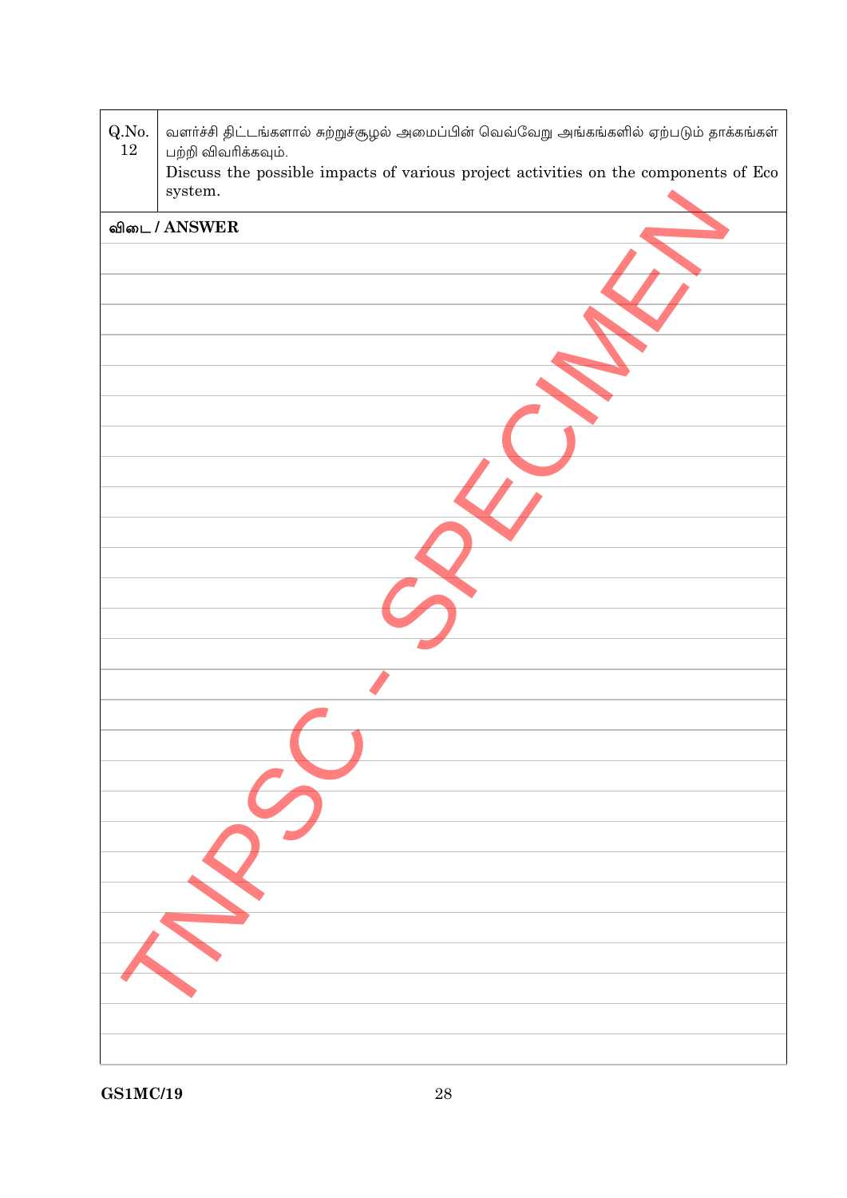| Q.No. 12 | வளர்ச்சி திட்டங்களால் சுற்றுச்சூழல் அமைப்பின் வெவ்வேறு அங்கங்களில் ஏற்படும் தாக்கங்கள் பற்றி விவரிக்கவும். Discuss the possible impacts of various project activities on the components of Eco system. |
|---|---|

**விடை / ANSWER**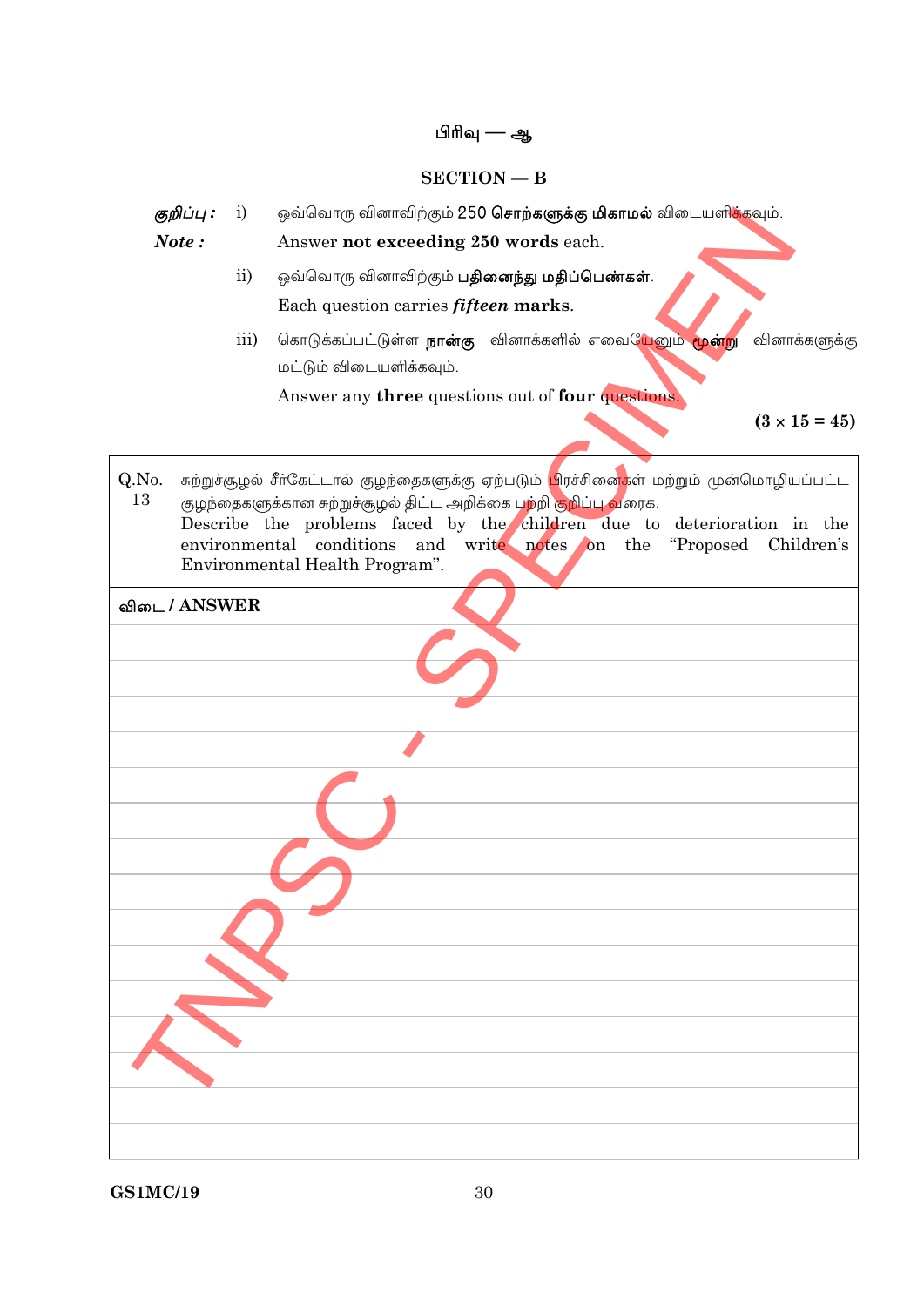## பிரிவு — ஆ

## SECTION — B

*குறிப்பு :* i) ஒவ்வொரு வினாவிற்கும் 250 **சொற்களுக்கு மிகாமல்** விடையளிக்கவும்.

*Note :* Answer **not exceeding 250 words** each.

ii) ஒவ்வொரு வினாவிற்கும் **பதினைந்து மதிப்பெண்கள்**.

Each question carries ***fifteen*** **marks**.

iii) கொடுக்கப்பட்டுள்ள **நான்கு** வினாக்களில் எவையேனும் **மூன்று** வினாக்களுக்கு மட்டும் விடையளிக்கவும்.

Answer any **three** questions out of **four** questions.

**(3 × 15 = 45)**

| Q.No. | |
|---|---|
| 13 | சுற்றுச்சூழல் சீர்கேட்டால் குழந்தைகளுக்கு ஏற்படும் பிரச்சினைகள் மற்றும் முன்மொழியப்பட்ட குழந்தைகளுக்கான சுற்றுச்சூழல் திட்ட அறிக்கை பற்றி குறிப்பு வரைக. Describe the problems faced by the children due to deterioration in the environmental conditions and write notes on the "Proposed Children's Environmental Health Program". |

**விடை / ANSWER**

GS1MC/19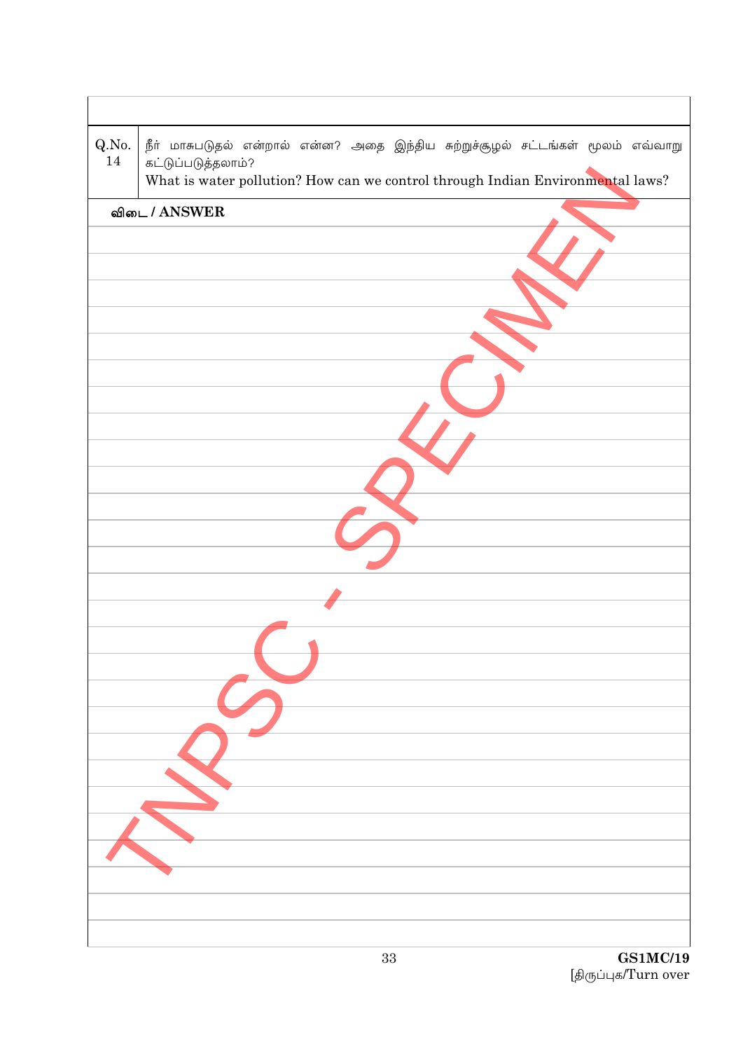| Q.No. | |
|---|---|
| 14 | நீர் மாசுபடுதல் என்றால் என்ன? அதை இந்திய சுற்றுச்சூழல் சட்டங்கள் மூலம் எவ்வாறு கட்டுப்படுத்தலாம்? What is water pollution? How can we control through Indian Environmental laws? |

**விடை / ANSWER**

GS1MC/19

[திருப்புக/Turn over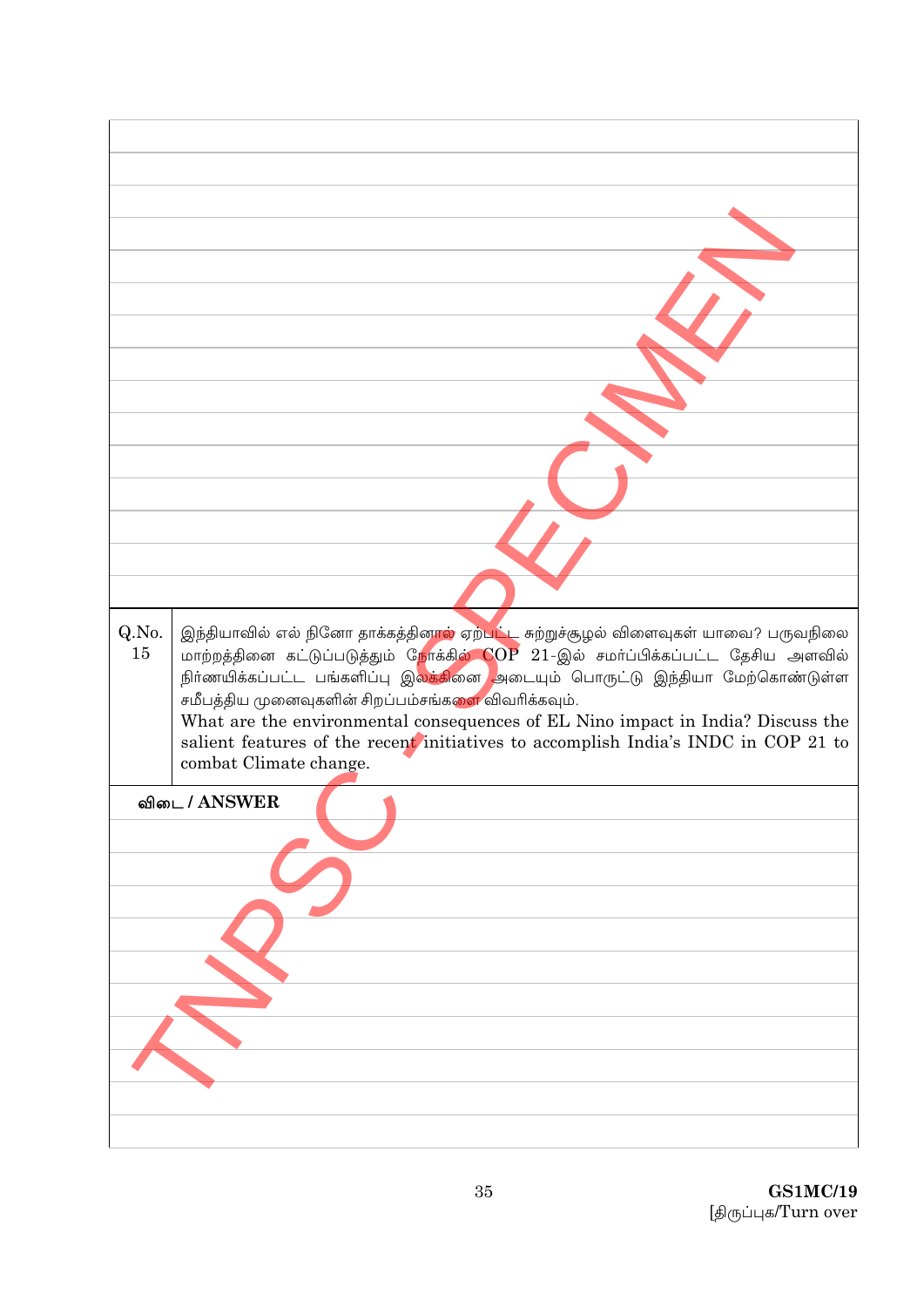| Q.No. | |
|---|---|
| 15 | இந்தியாவில் எல் நினோ தாக்கத்தினால் ஏற்பட்ட சுற்றுச்சூழல் விளைவுகள் யாவை? பருவநிலை மாற்றத்தினை கட்டுப்படுத்தும் நோக்கில் COP 21-இல் சமர்ப்பிக்கப்பட்ட தேசிய அளவில் நிர்ணயிக்கப்பட்ட பங்களிப்பு இலக்கினை அடையும் பொருட்டு இந்தியா மேற்கொண்டுள்ள சமீபத்திய முனைவுகளின் சிறப்பம்சங்களை விவரிக்கவும். What are the environmental consequences of EL Nino impact in India? Discuss the salient features of the recent initiatives to accomplish India's INDC in COP 21 to combat Climate change. |

**விடை / ANSWER**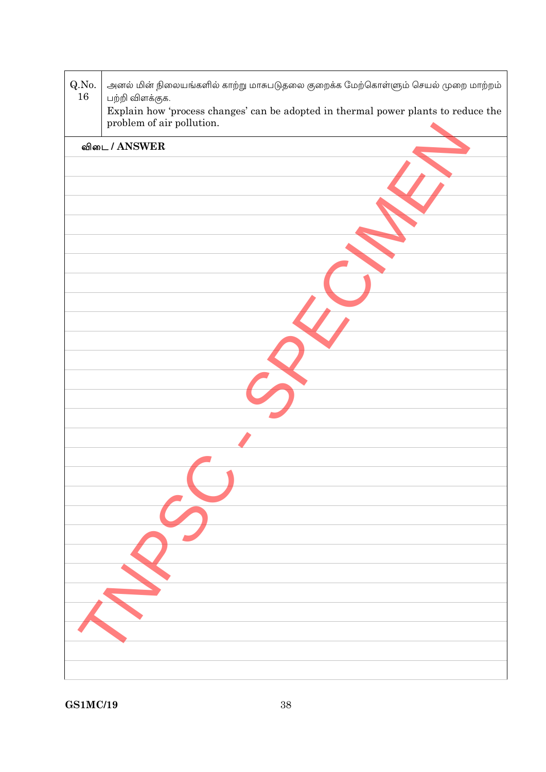| Q.No. 16 | அனல் மின் நிலையங்களில் காற்று மாசுபடுதலை குறைக்க மேற்கொள்ளும் செயல் முறை மாற்றம் பற்றி விளக்குக. Explain how 'process changes' can be adopted in thermal power plants to reduce the problem of air pollution. |
|---|---|

**விடை / ANSWER**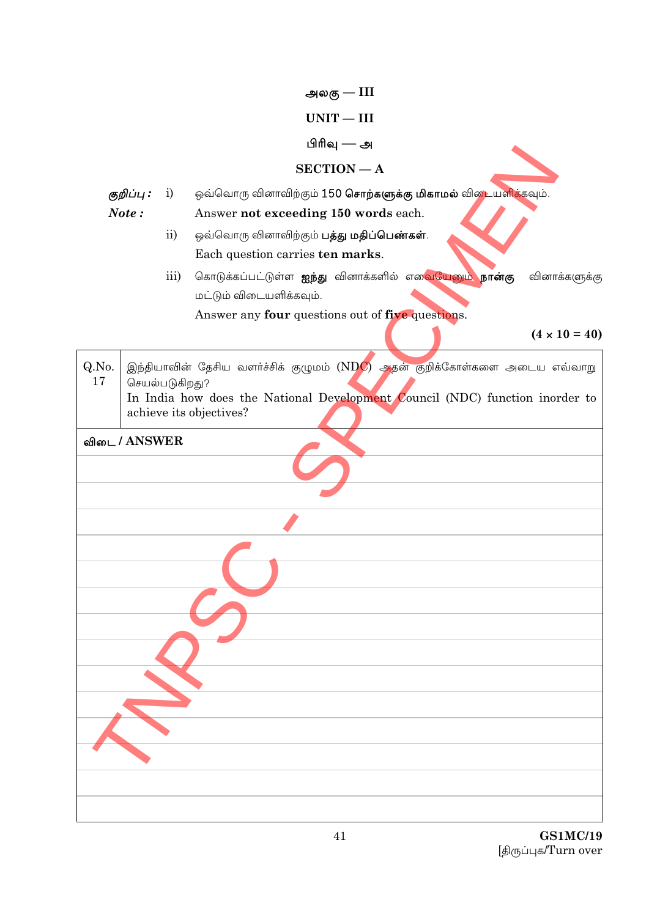அலகு — III

UNIT — III

பிரிவு — அ

SECTION — A

*குறிப்பு :* i) ஒவ்வொரு வினாவிற்கும் 150 **சொற்களுக்கு மிகாமல்** விடையளிக்கவும்.

***Note :*** Answer **not exceeding 150 words** each.

ii) ஒவ்வொரு வினாவிற்கும் **பத்து மதிப்பெண்கள்**.

Each question carries **ten marks**.

iii) கொடுக்கப்பட்டுள்ள **ஐந்து** வினாக்களில் எவையேனும் **நான்கு** வினாக்களுக்கு மட்டும் விடையளிக்கவும்.

Answer any **four** questions out of **five** questions.

**(4 × 10 = 40)**

| Q.No. 17 | இந்தியாவின் தேசிய வளர்ச்சிக் குழுமம் (NDC) அதன் குறிக்கோள்களை அடைய எவ்வாறு செயல்படுகிறது?<br>In India how does the National Development Council (NDC) function inorder to achieve its objectives? |
|---|---|

**விடை / ANSWER**

GS1MC/19

[திருப்புக/Turn over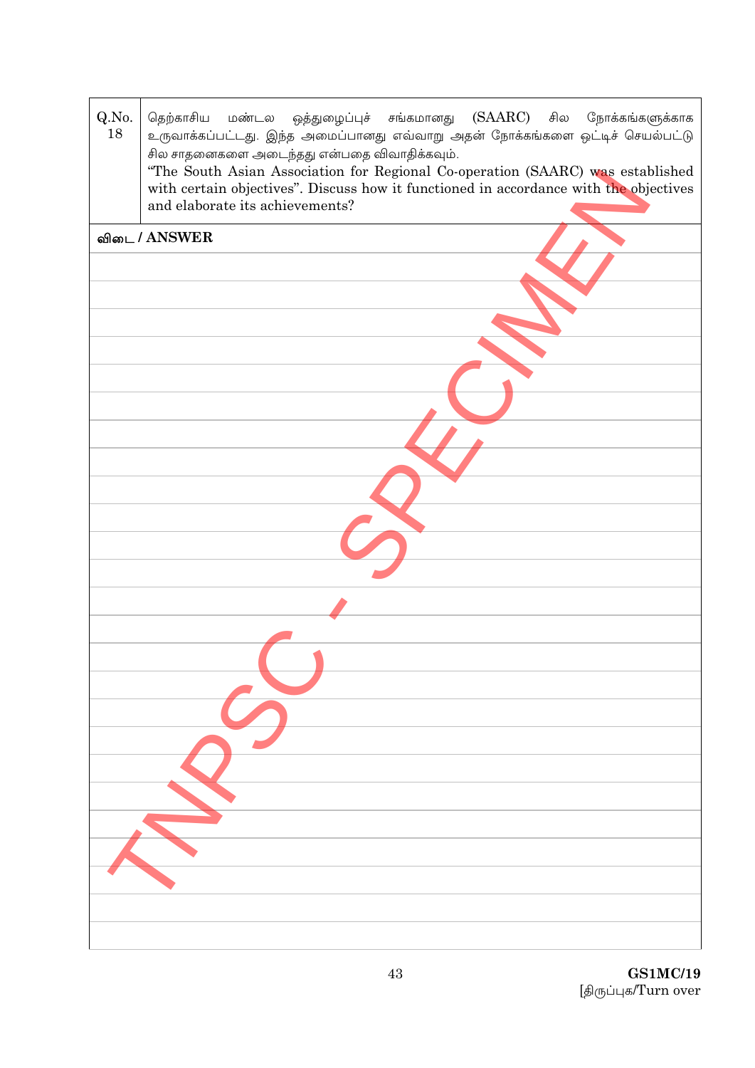| Q.No. | |
|---|---|
| 18 | தெற்காசிய மண்டல ஒத்துழைப்புச் சங்கமானது (SAARC) சில நோக்கங்களுக்காக உருவாக்கப்பட்டது. இந்த அமைப்பானது எவ்வாறு அதன் நோக்கங்களை ஒட்டிச் செயல்பட்டு சில சாதனைகளை அடைந்தது என்பதை விவாதிக்கவும். "The South Asian Association for Regional Co-operation (SAARC) was established with certain objectives". Discuss how it functioned in accordance with the objectives and elaborate its achievements? |

**விடை / ANSWER**

GS1MC/19

[திருப்புக/Turn over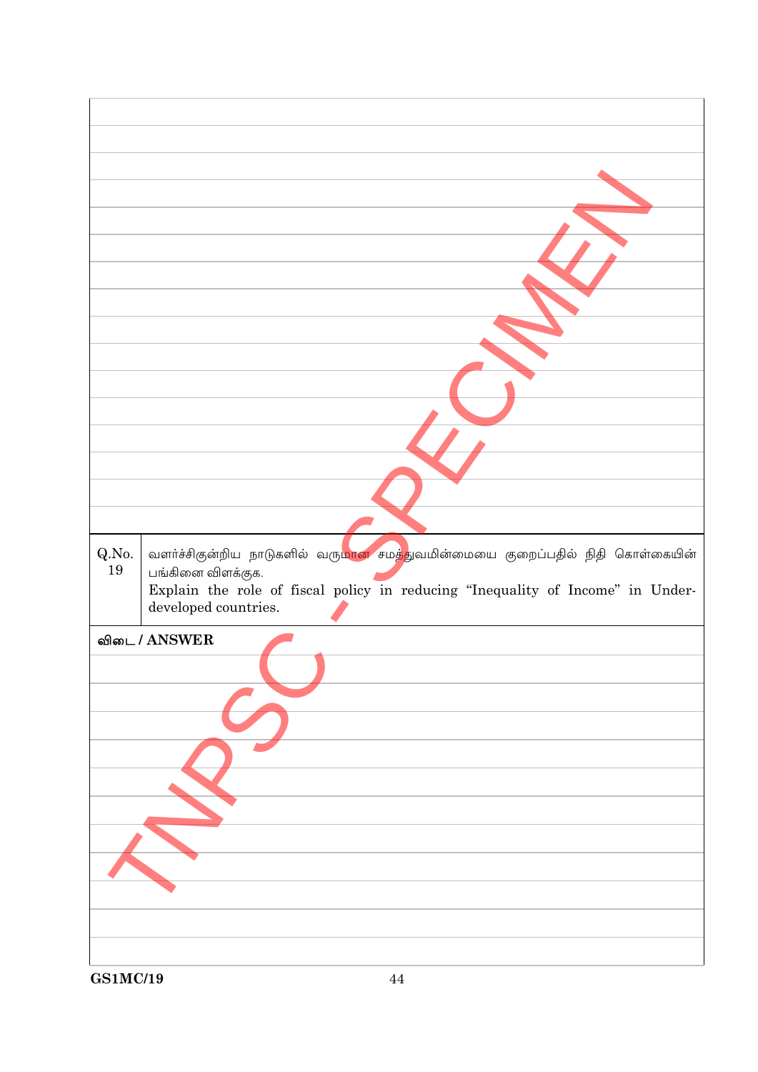| Q.No. | |
|---|---|
| 19 | வளர்ச்சிகுன்றிய நாடுகளில் வருமான சமத்துவமின்மையை குறைப்பதில் நிதி கொள்கையின் பங்கினை விளக்குக. Explain the role of fiscal policy in reducing "Inequality of Income" in Under-developed countries. |

**விடை / ANSWER**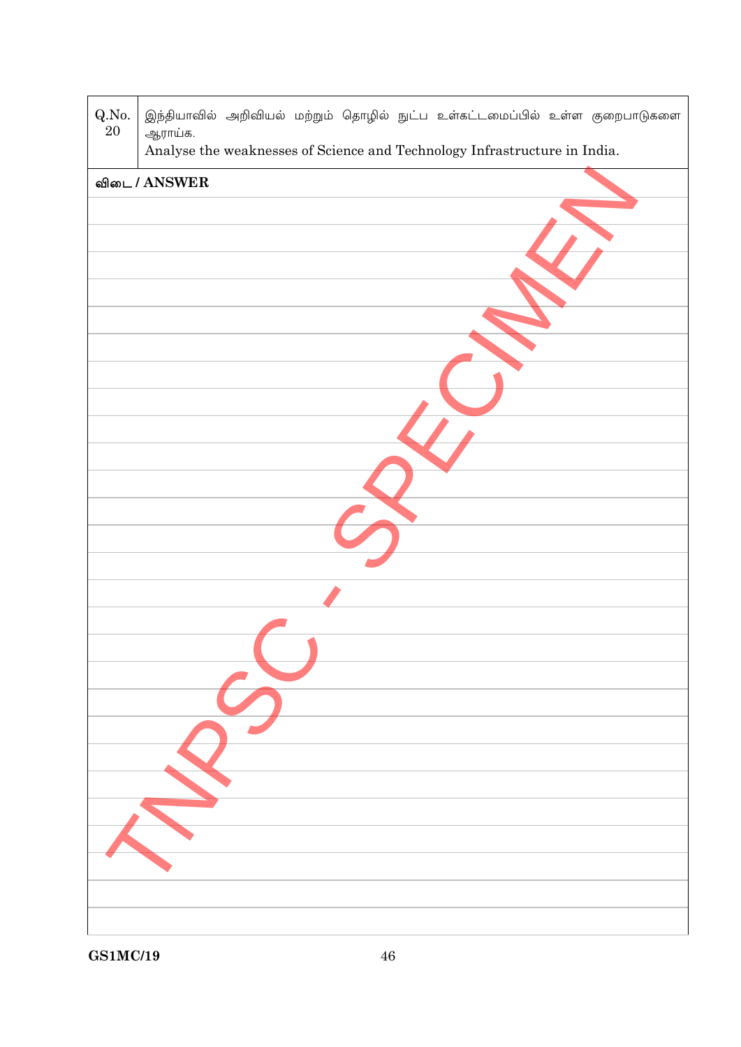| Q.No. 20 | இந்தியாவில் அறிவியல் மற்றும் தொழில் நுட்ப உள்கட்டமைப்பில் உள்ள குறைபாடுகளை ஆராய்க. Analyse the weaknesses of Science and Technology Infrastructure in India. |
|---|---|

**விடை / ANSWER**

TNPSC - SPECIMEN

GS1MC/19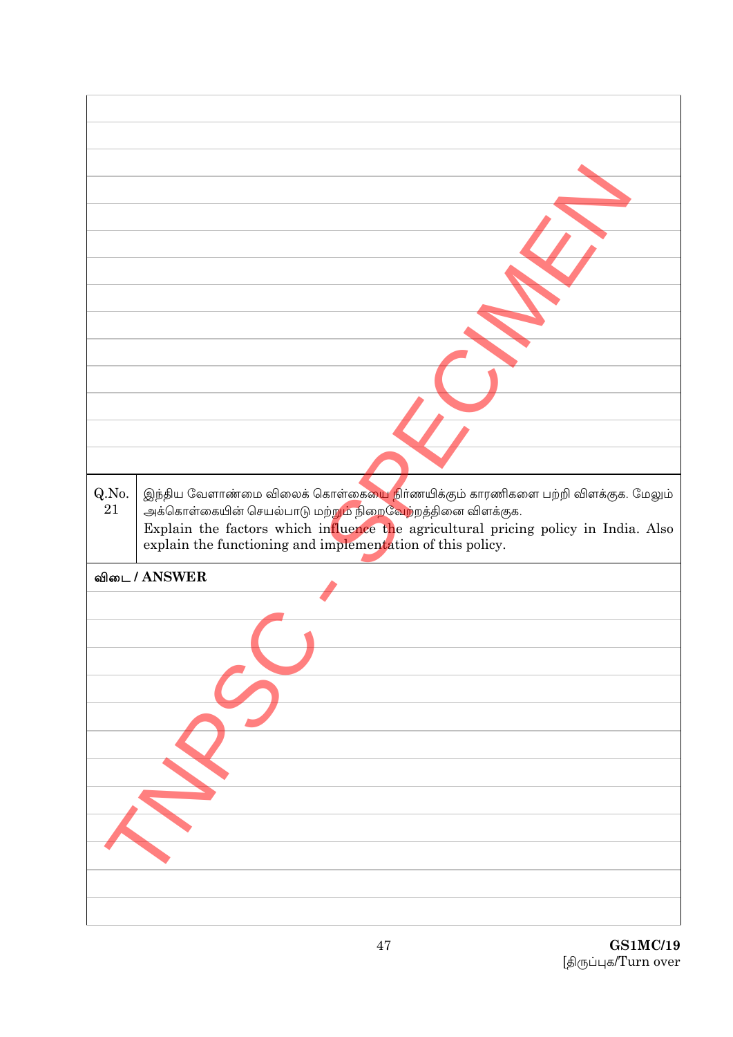| Q.No. | |
|---|---|
| 21 | இந்திய வேளாண்மை விலைக் கொள்கையை நிர்ணயிக்கும் காரணிகளை பற்றி விளக்குக. மேலும் அக்கொள்கையின் செயல்பாடு மற்றும் நிறைவேற்றத்தினை விளக்குக. <br> Explain the factors which influence the agricultural pricing policy in India. Also explain the functioning and implementation of this policy. |

**விடை / ANSWER**

GS1MC/19

[திருப்புக/Turn over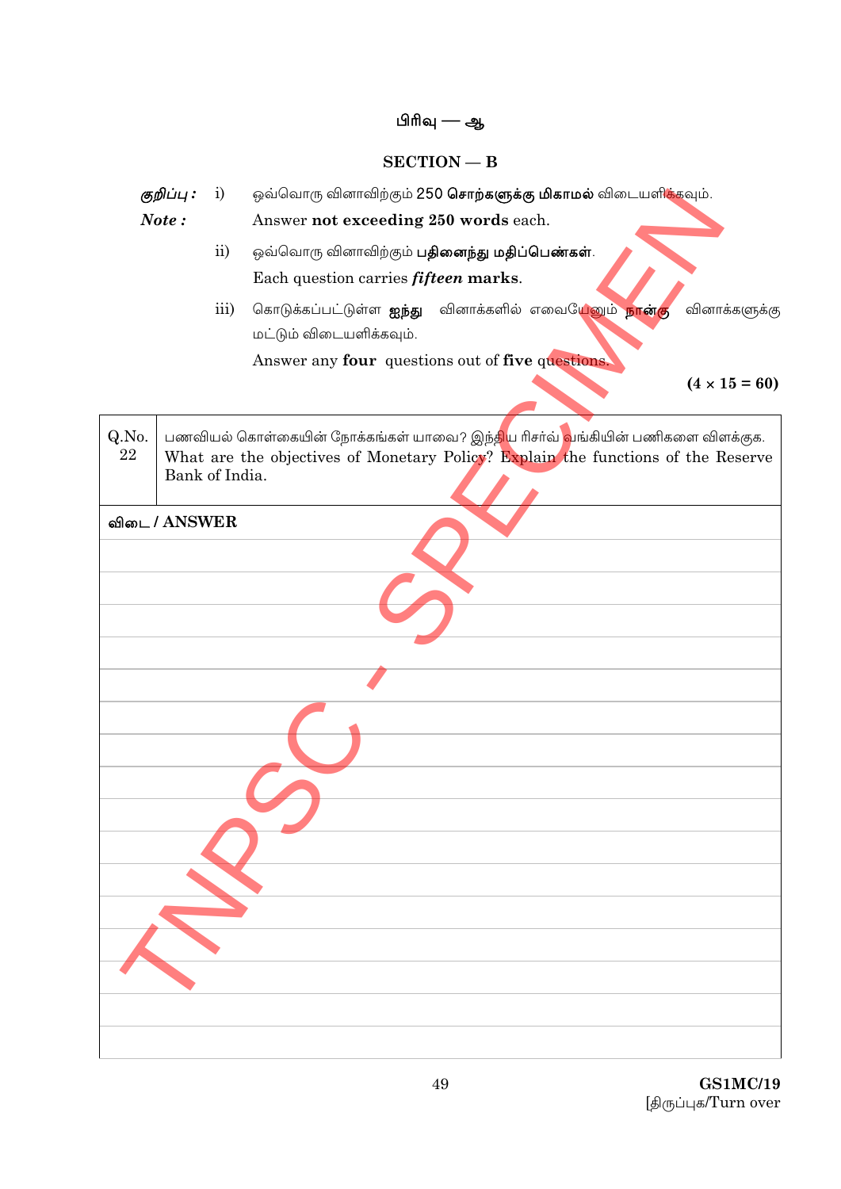## பிரிவு — ஆ

## SECTION — B

**குறிப்பு :** i) ஒவ்வொரு வினாவிற்கும் 250 **சொற்களுக்கு மிகாமல்** விடையளிக்கவும்.

***Note :*** Answer **not exceeding 250 words** each.

ii) ஒவ்வொரு வினாவிற்கும் **பதினைந்து மதிப்பெண்கள்**.

Each question carries ***fifteen*** **marks**.

iii) கொடுக்கப்பட்டுள்ள **ஐந்து** வினாக்களில் எவையேனும் **நான்கு** வினாக்களுக்கு மட்டும் விடையளிக்கவும்.

Answer any **four** questions out of **five** questions.

**(4 × 15 = 60)**

| Q.No. | |
|---|---|
| 22 | பணவியல் கொள்கையின் நோக்கங்கள் யாவை? இந்திய ரிசர்வ் வங்கியின் பணிகளை விளக்குக. What are the objectives of Monetary Policy? Explain the functions of the Reserve Bank of India. |

**விடை / ANSWER**

TNPSC - SPECIMEN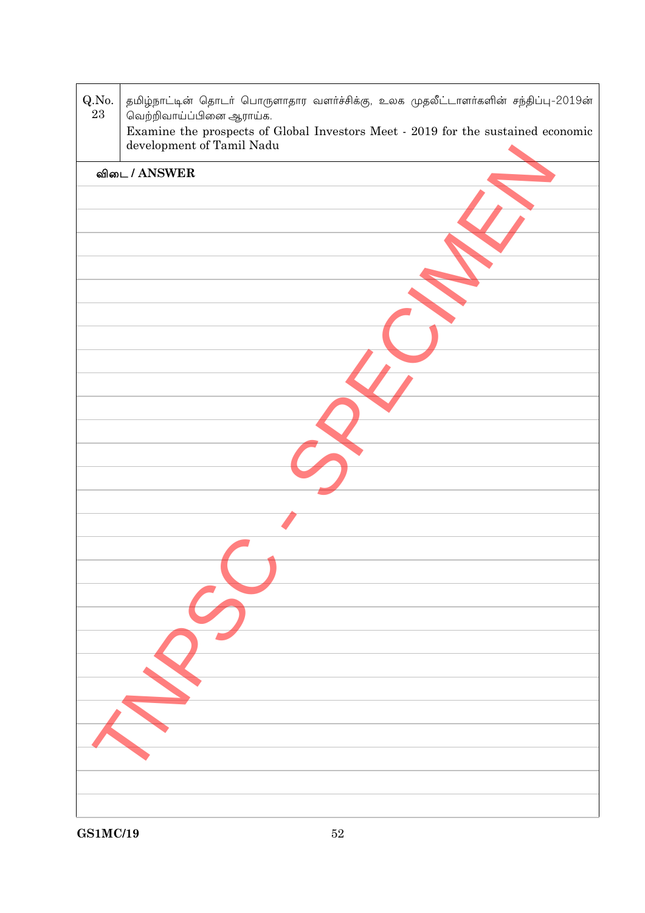| Q.No. | |
|---|---|
| 23 | தமிழ்நாட்டின் தொடர் பொருளாதார வளர்ச்சிக்கு, உலக முதலீட்டாளர்களின் சந்திப்பு-2019ன் வெற்றிவாய்ப்பினை ஆராய்க. <br> Examine the prospects of Global Investors Meet - 2019 for the sustained economic development of Tamil Nadu |

**விடை / ANSWER**

TNPSC - SPECIMEN

GS1MC/19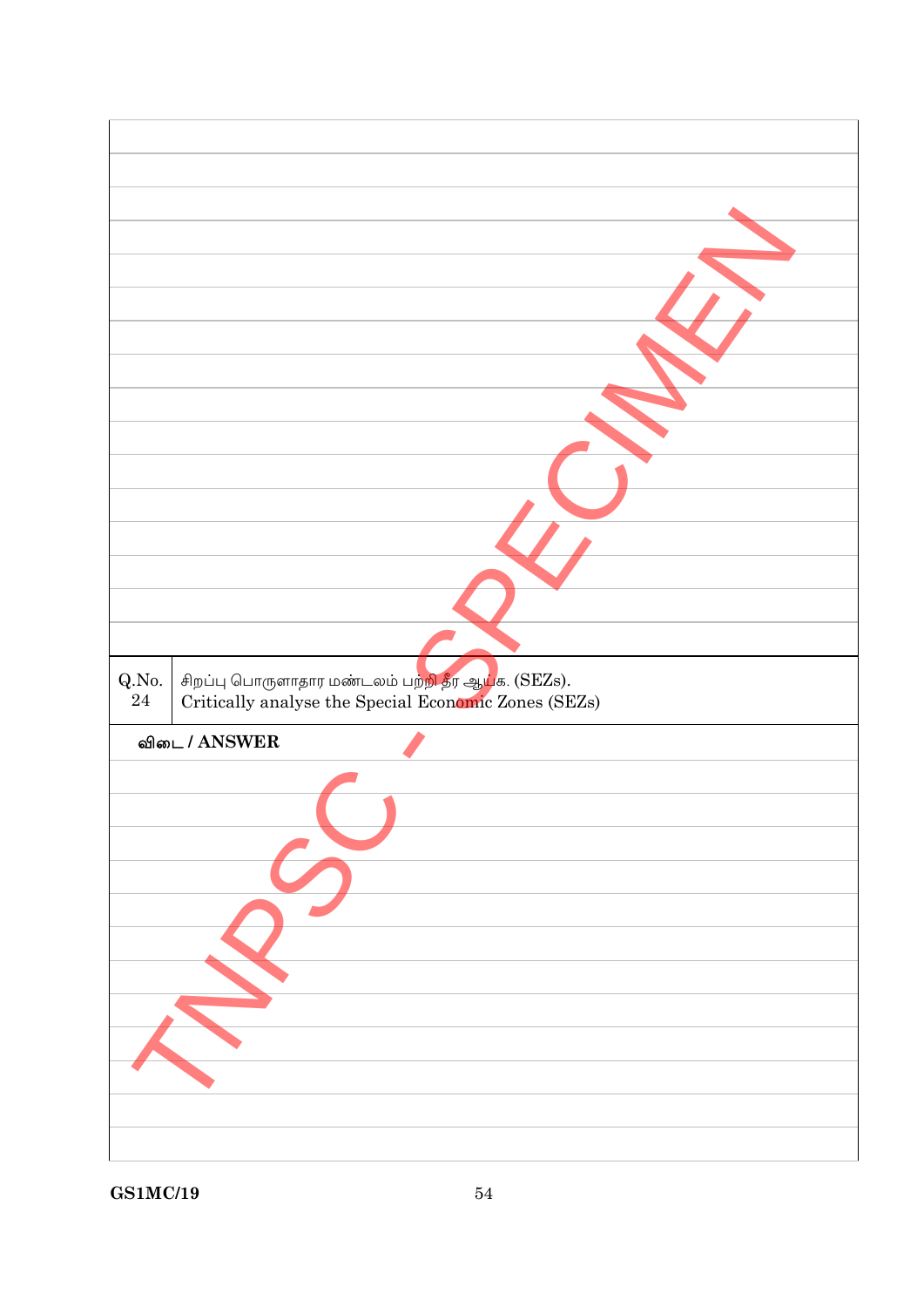| Q.No. | |
|---|---|
| 24 | சிறப்பு பொருளாதார மண்டலம் பற்றி தீர ஆய்க. (SEZs). Critically analyse the Special Economic Zones (SEZs) |

விடை / ANSWER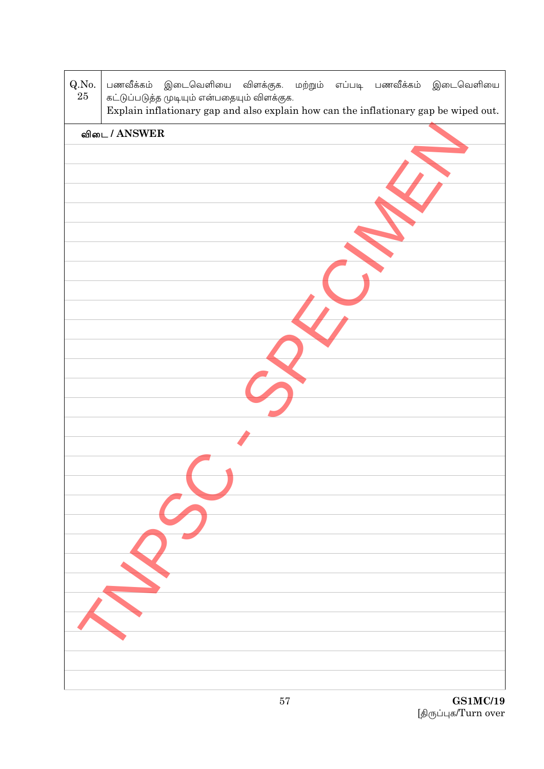| Q.No. | |
|---|---|
| 25 | பணவீக்கம் இடைவெளியை விளக்குக. மற்றும் எப்படி பணவீக்கம் இடைவெளியை கட்டுப்படுத்த முடியும் என்பதையும் விளக்குக.<br>Explain inflationary gap and also explain how can the inflationary gap be wiped out. |

**விடை / ANSWER**

TNPSC - SPECIMEN

GS1MC/19

[திருப்புக/Turn over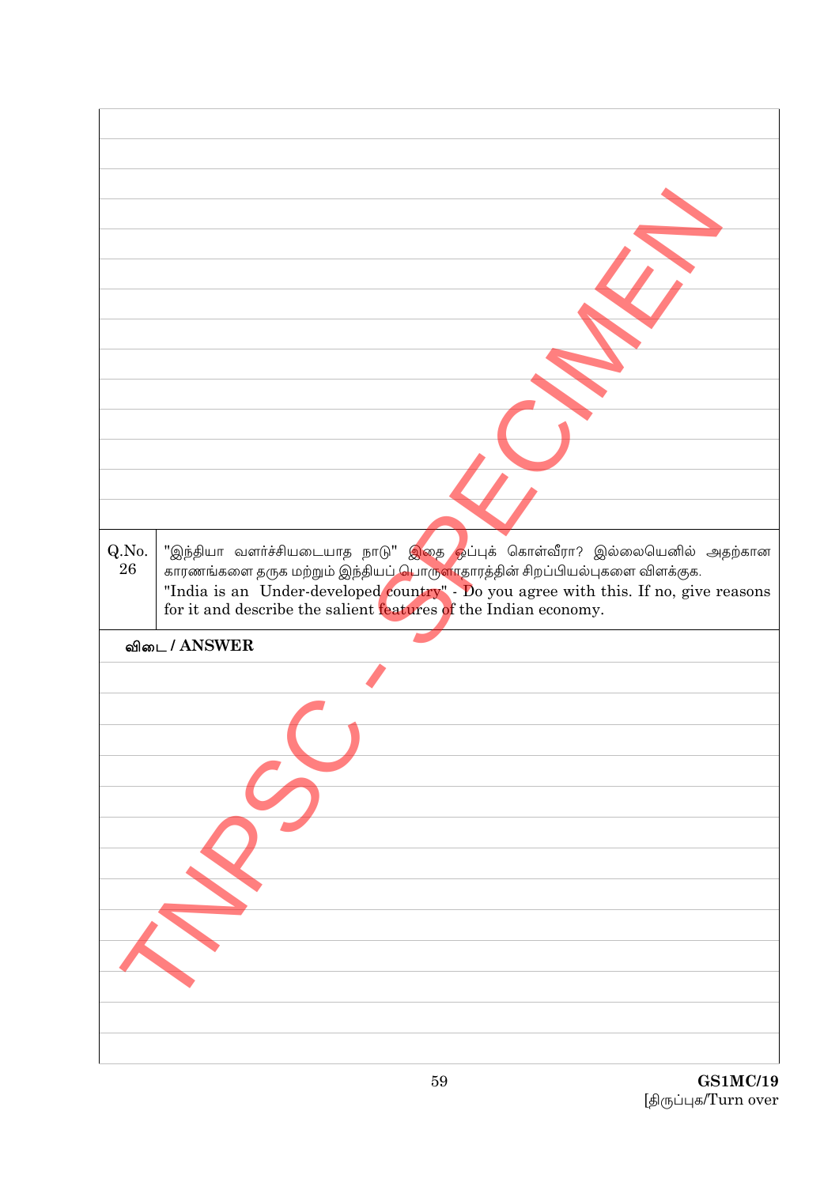| Q.No. | |
|---|---|
| 26 | "இந்தியா வளர்ச்சியடையாத நாடு" இதை ஒப்புக் கொள்வீரா? இல்லையெனில் அதற்கான காரணங்களை தருக மற்றும் இந்தியப் பொருளாதாரத்தின் சிறப்பியல்புகளை விளக்குக. "India is an Under-developed country" - Do you agree with this. If no, give reasons for it and describe the salient features of the Indian economy. |

**விடை / ANSWER**

TNPSC - SPECIMEN

GS1MC/19

[திருப்புக/Turn over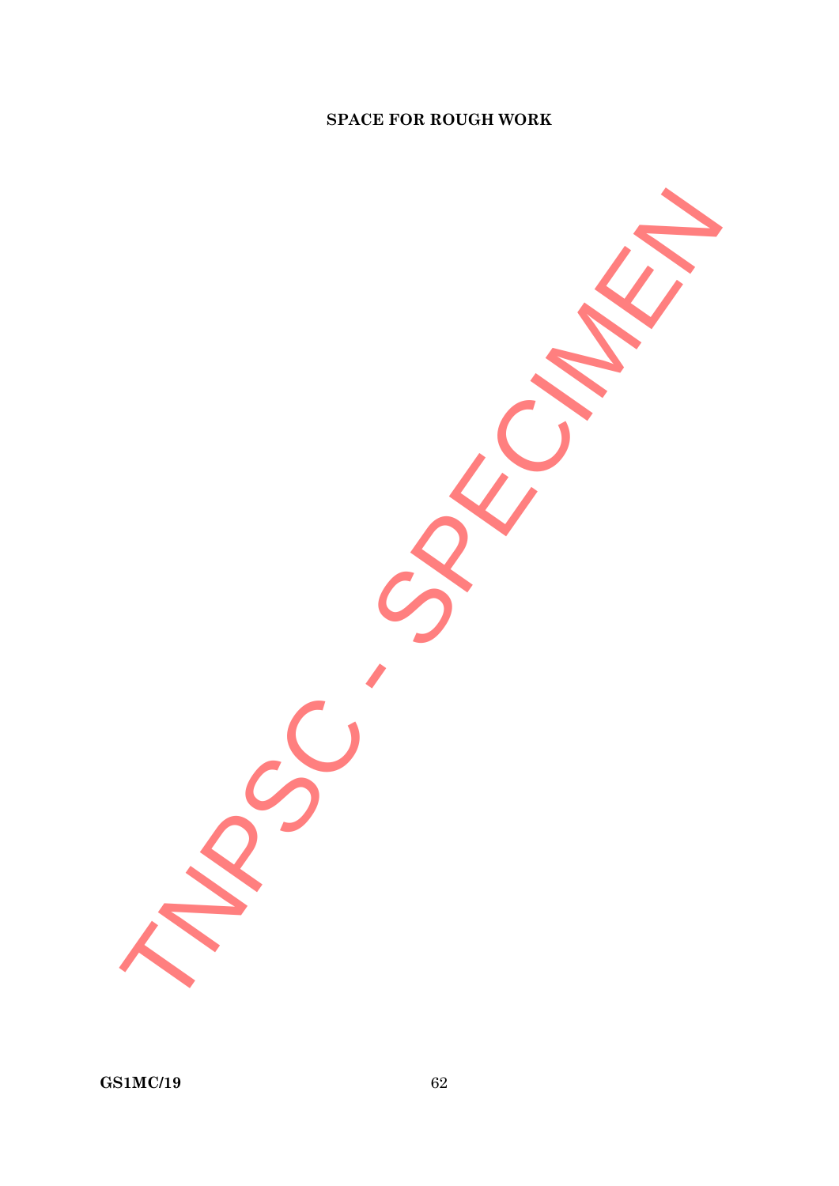**SPACE FOR ROUGH WORK**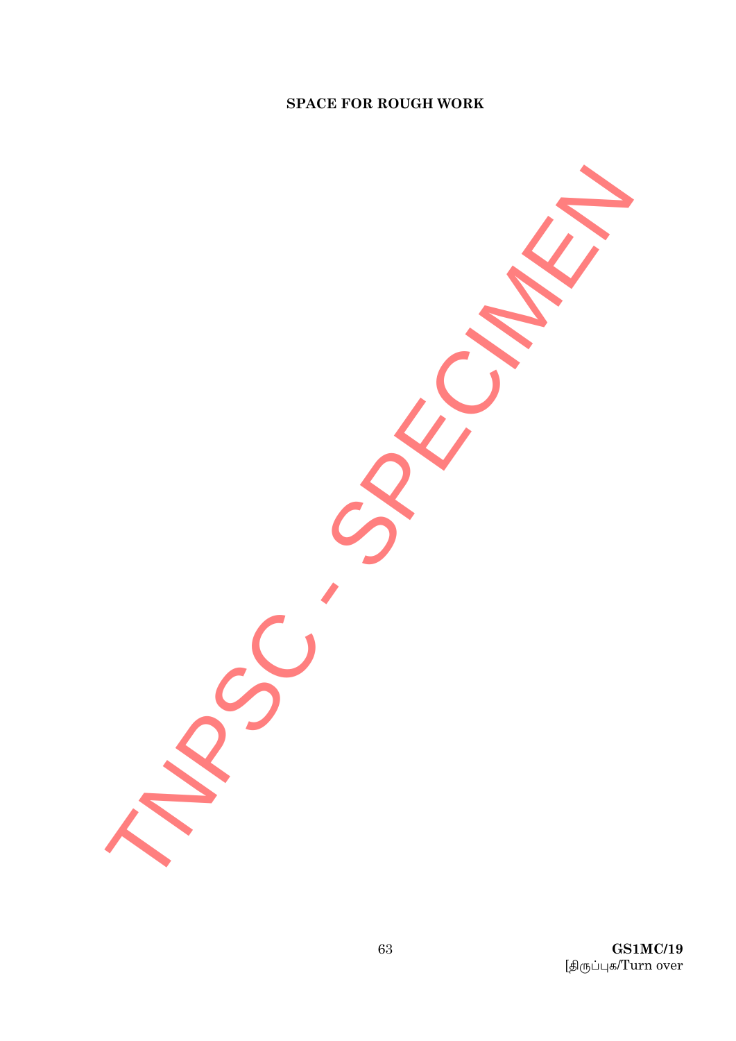**SPACE FOR ROUGH WORK**